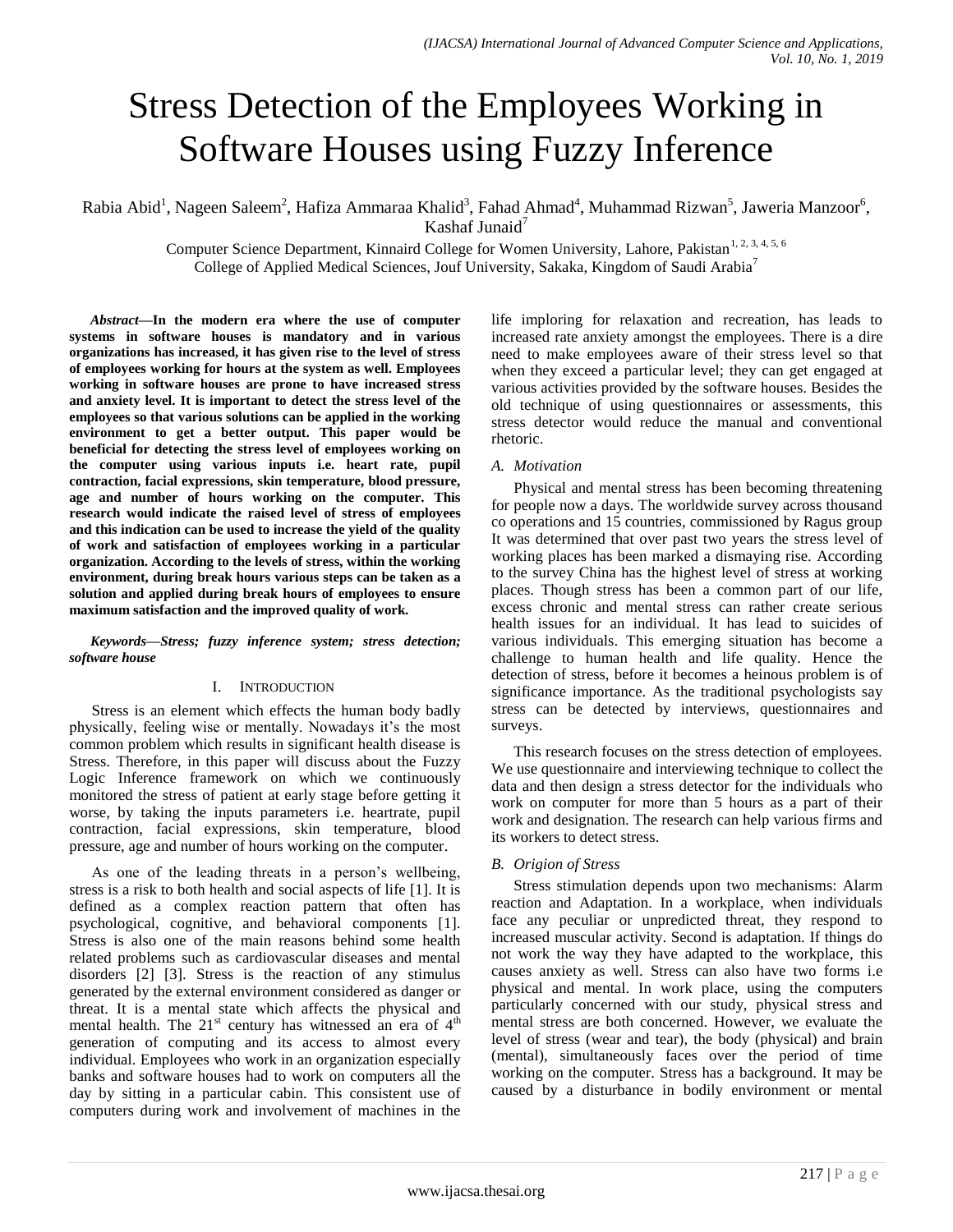# Stress Detection of the Employees Working in Software Houses using Fuzzy Inference

Rabia Abid[1], Nageen Saleem[2], Hafiza Ammaraa Khalid[3], Fahad Ahmad[4], Muhammad Rizwan[5], Jaweria Manzoor[6], Kashaf Junaid[7]

Computer Science Department, Kinnaird College for Women University, Lahore, Pakistan[1, 2, 3, 4, 5, 6]
College of Applied Medical Sciences, Jouf University, Sakaka, Kingdom of Saudi Arabia[7]

***Abstract*—In the modern era where the use of computer systems in software houses is mandatory and in various organizations has increased, it has given rise to the level of stress of employees working for hours at the system as well. Employees working in software houses are prone to have increased stress and anxiety level. It is important to detect the stress level of the employees so that various solutions can be applied in the working environment to get a better output. This paper would be beneficial for detecting the stress level of employees working on the computer using various inputs i.e. heart rate, pupil contraction, facial expressions, skin temperature, blood pressure, age and number of hours working on the computer. This research would indicate the raised level of stress of employees and this indication can be used to increase the yield of the quality of work and satisfaction of employees working in a particular organization. According to the levels of stress, within the working environment, during break hours various steps can be taken as a solution and applied during break hours of employees to ensure maximum satisfaction and the improved quality of work.**

***Keywords*—Stress; fuzzy inference system; stress detection; software house**

## I. Introduction

Stress is an element which effects the human body badly physically, feeling wise or mentally. Nowadays it's the most common problem which results in significant health disease is Stress. Therefore, in this paper will discuss about the Fuzzy Logic Inference framework on which we continuously monitored the stress of patient at early stage before getting it worse, by taking the inputs parameters i.e. heartrate, pupil contraction, facial expressions, skin temperature, blood pressure, age and number of hours working on the computer.

As one of the leading threats in a person's wellbeing, stress is a risk to both health and social aspects of life [1]. It is defined as a complex reaction pattern that often has psychological, cognitive, and behavioral components [1]. Stress is also one of the main reasons behind some health related problems such as cardiovascular diseases and mental disorders [2] [3]. Stress is the reaction of any stimulus generated by the external environment considered as danger or threat. It is a mental state which affects the physical and mental health. The 21st century has witnessed an era of 4th generation of computing and its access to almost every individual. Employees who work in an organization especially banks and software houses had to work on computers all the day by sitting in a particular cabin. This consistent use of computers during work and involvement of machines in the life imploring for relaxation and recreation, has leads to increased rate anxiety amongst the employees. There is a dire need to make employees aware of their stress level so that when they exceed a particular level; they can get engaged at various activities provided by the software houses. Besides the old technique of using questionnaires or assessments, this stress detector would reduce the manual and conventional rhetoric.

### *A. Motivation*

Physical and mental stress has been becoming threatening for people now a days. The worldwide survey across thousand co operations and 15 countries, commissioned by Ragus group It was determined that over past two years the stress level of working places has been marked a dismaying rise. According to the survey China has the highest level of stress at working places. Though stress has been a common part of our life, excess chronic and mental stress can rather create serious health issues for an individual. It has lead to suicides of various individuals. This emerging situation has become a challenge to human health and life quality. Hence the detection of stress, before it becomes a heinous problem is of significance importance. As the traditional psychologists say stress can be detected by interviews, questionnaires and surveys.

This research focuses on the stress detection of employees. We use questionnaire and interviewing technique to collect the data and then design a stress detector for the individuals who work on computer for more than 5 hours as a part of their work and designation. The research can help various firms and its workers to detect stress.

### *B. Origion of Stress*

Stress stimulation depends upon two mechanisms: Alarm reaction and Adaptation. In a workplace, when individuals face any peculiar or unpredicted threat, they respond to increased muscular activity. Second is adaptation. If things do not work the way they have adapted to the workplace, this causes anxiety as well. Stress can also have two forms i.e physical and mental. In work place, using the computers particularly concerned with our study, physical stress and mental stress are both concerned. However, we evaluate the level of stress (wear and tear), the body (physical) and brain (mental), simultaneously faces over the period of time working on the computer. Stress has a background. It may be caused by a disturbance in bodily environment or mental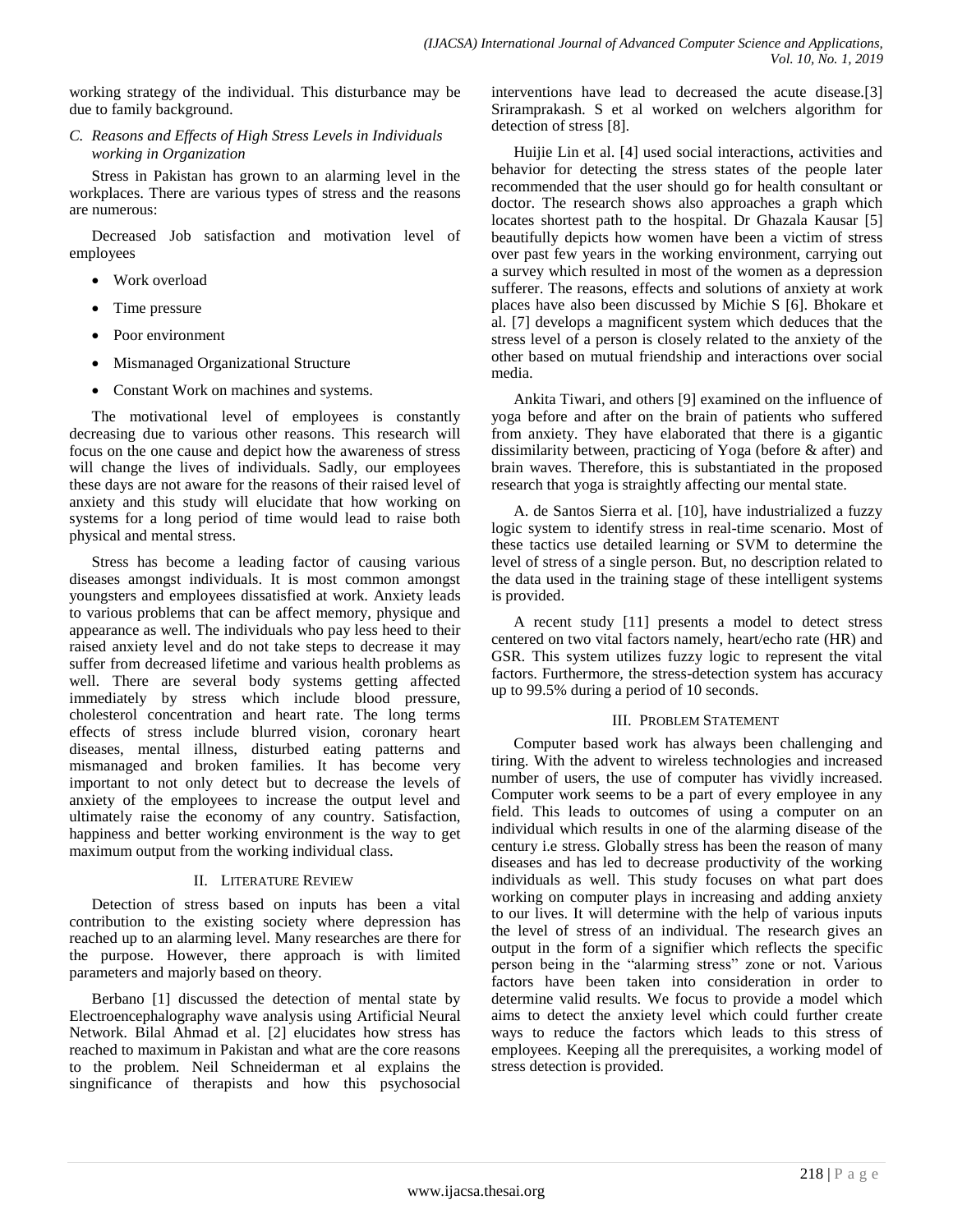working strategy of the individual. This disturbance may be due to family background.

### C. Reasons and Effects of High Stress Levels in Individuals working in Organization

Stress in Pakistan has grown to an alarming level in the workplaces. There are various types of stress and the reasons are numerous:

Decreased Job satisfaction and motivation level of employees

- Work overload
- Time pressure
- Poor environment
- Mismanaged Organizational Structure
- Constant Work on machines and systems.

The motivational level of employees is constantly decreasing due to various other reasons. This research will focus on the one cause and depict how the awareness of stress will change the lives of individuals. Sadly, our employees these days are not aware for the reasons of their raised level of anxiety and this study will elucidate that how working on systems for a long period of time would lead to raise both physical and mental stress.

Stress has become a leading factor of causing various diseases amongst individuals. It is most common amongst youngsters and employees dissatisfied at work. Anxiety leads to various problems that can be affect memory, physique and appearance as well. The individuals who pay less heed to their raised anxiety level and do not take steps to decrease it may suffer from decreased lifetime and various health problems as well. There are several body systems getting affected immediately by stress which include blood pressure, cholesterol concentration and heart rate. The long terms effects of stress include blurred vision, coronary heart diseases, mental illness, disturbed eating patterns and mismanaged and broken families. It has become very important to not only detect but to decrease the levels of anxiety of the employees to increase the output level and ultimately raise the economy of any country. Satisfaction, happiness and better working environment is the way to get maximum output from the working individual class.

## II. Literature Review

Detection of stress based on inputs has been a vital contribution to the existing society where depression has reached up to an alarming level. Many researches are there for the purpose. However, there approach is with limited parameters and majorly based on theory.

Berbano [1] discussed the detection of mental state by Electroencephalography wave analysis using Artificial Neural Network. Bilal Ahmad et al. [2] elucidates how stress has reached to maximum in Pakistan and what are the core reasons to the problem. Neil Schneiderman et al explains the singnificance of therapists and how this psychosocial interventions have lead to decreased the acute disease.[3] Sriramprakash. S et al worked on welchers algorithm for detection of stress [8].

Huijie Lin et al. [4] used social interactions, activities and behavior for detecting the stress states of the people later recommended that the user should go for health consultant or doctor. The research shows also approaches a graph which locates shortest path to the hospital. Dr Ghazala Kausar [5] beautifully depicts how women have been a victim of stress over past few years in the working environment, carrying out a survey which resulted in most of the women as a depression sufferer. The reasons, effects and solutions of anxiety at work places have also been discussed by Michie S [6]. Bhokare et al. [7] develops a magnificent system which deduces that the stress level of a person is closely related to the anxiety of the other based on mutual friendship and interactions over social media.

Ankita Tiwari, and others [9] examined on the influence of yoga before and after on the brain of patients who suffered from anxiety. They have elaborated that there is a gigantic dissimilarity between, practicing of Yoga (before & after) and brain waves. Therefore, this is substantiated in the proposed research that yoga is straightly affecting our mental state.

A. de Santos Sierra et al. [10], have industrialized a fuzzy logic system to identify stress in real-time scenario. Most of these tactics use detailed learning or SVM to determine the level of stress of a single person. But, no description related to the data used in the training stage of these intelligent systems is provided.

A recent study [11] presents a model to detect stress centered on two vital factors namely, heart/echo rate (HR) and GSR. This system utilizes fuzzy logic to represent the vital factors. Furthermore, the stress-detection system has accuracy up to 99.5% during a period of 10 seconds.

## III. Problem Statement

Computer based work has always been challenging and tiring. With the advent to wireless technologies and increased number of users, the use of computer has vividly increased. Computer work seems to be a part of every employee in any field. This leads to outcomes of using a computer on an individual which results in one of the alarming disease of the century i.e stress. Globally stress has been the reason of many diseases and has led to decrease productivity of the working individuals as well. This study focuses on what part does working on computer plays in increasing and adding anxiety to our lives. It will determine with the help of various inputs the level of stress of an individual. The research gives an output in the form of a signifier which reflects the specific person being in the "alarming stress" zone or not. Various factors have been taken into consideration in order to determine valid results. We focus to provide a model which aims to detect the anxiety level which could further create ways to reduce the factors which leads to this stress of employees. Keeping all the prerequisites, a working model of stress detection is provided.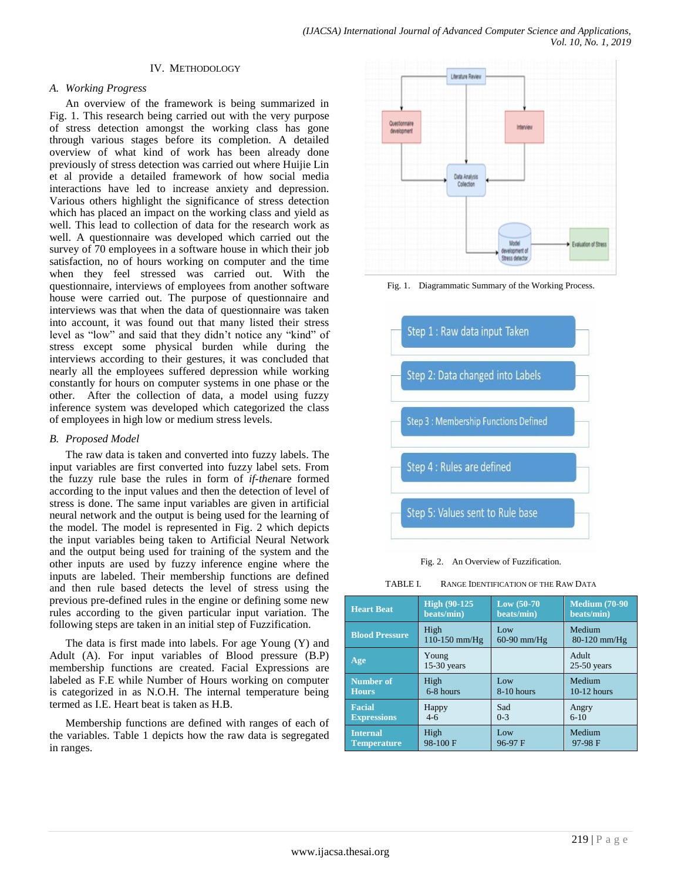## IV. Methodology

### A. Working Progress

An overview of the framework is being summarized in Fig. 1. This research being carried out with the very purpose of stress detection amongst the working class has gone through various stages before its completion. A detailed overview of what kind of work has been already done previously of stress detection was carried out where Huijie Lin et al provide a detailed framework of how social media interactions have led to increase anxiety and depression. Various others highlight the significance of stress detection which has placed an impact on the working class and yield as well. This lead to collection of data for the research work as well. A questionnaire was developed which carried out the survey of 70 employees in a software house in which their job satisfaction, no of hours working on computer and the time when they feel stressed was carried out. With the questionnaire, interviews of employees from another software house were carried out. The purpose of questionnaire and interviews was that when the data of questionnaire was taken into account, it was found out that many listed their stress level as "low" and said that they didn't notice any "kind" of stress except some physical burden while during the interviews according to their gestures, it was concluded that nearly all the employees suffered depression while working constantly for hours on computer systems in one phase or the other. After the collection of data, a model using fuzzy inference system was developed which categorized the class of employees in high low or medium stress levels.

Fig. 1. Diagrammatic Summary of the Working Process.

### B. Proposed Model

The raw data is taken and converted into fuzzy labels. The input variables are first converted into fuzzy label sets. From the fuzzy rule base the rules in form of *if-then*are formed according to the input values and then the detection of level of stress is done. The same input variables are given in artificial neural network and the output is being used for the learning of the model. The model is represented in Fig. 2 which depicts the input variables being taken to Artificial Neural Network and the output being used for training of the system and the other inputs are used by fuzzy inference engine where the inputs are labeled. Their membership functions are defined and then rule based detects the level of stress using the previous pre-defined rules in the engine or defining some new rules according to the given particular input variation. The following steps are taken in an initial step of Fuzzification.

Fig. 2. An Overview of Fuzzification.

The data is first made into labels. For age Young (Y) and Adult (A). For input variables of Blood pressure (B.P) membership functions are created. Facial Expressions are labeled as F.E while Number of Hours working on computer is categorized in as N.O.H. The internal temperature being termed as I.E. Heart beat is taken as H.B.

Membership functions are defined with ranges of each of the variables. Table 1 depicts how the raw data is segregated in ranges.

TABLE I. Range Identification of the Raw Data

| **Heart Beat** | **High (90-125 beats/min)** | **Low (50-70 beats/min)** | **Medium (70-90 beats/min)** |
|---|---|---|---|
| **Blood Pressure** | High 110-150 mm/Hg | Low 60-90 mm/Hg | Medium 80-120 mm/Hg |
| **Age** | Young 15-30 years | | Adult 25-50 years |
| **Number of Hours** | High 6-8 hours | Low 8-10 hours | Medium 10-12 hours |
| **Facial Expressions** | Happy 4-6 | Sad 0-3 | Angry 6-10 |
| **Internal Temperature** | High 98-100 F | Low 96-97 F | Medium 97-98 F |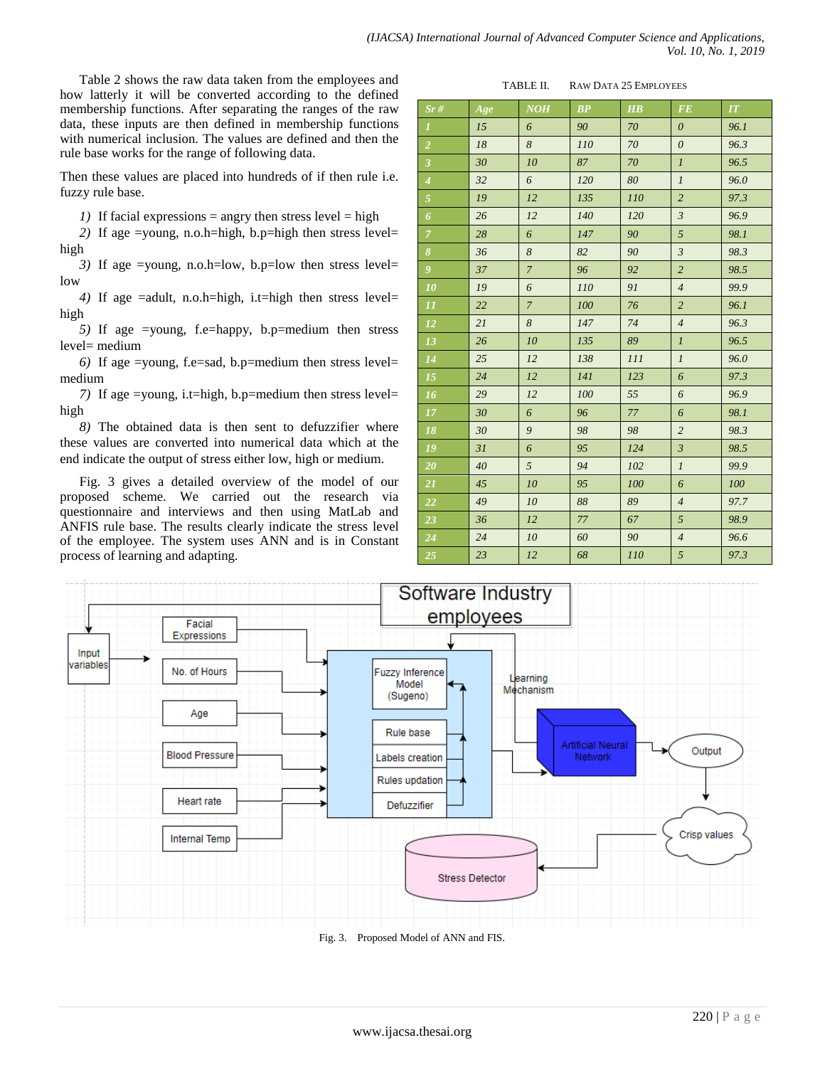Table 2 shows the raw data taken from the employees and how latterly it will be converted according to the defined membership functions. After separating the ranges of the raw data, these inputs are then defined in membership functions with numerical inclusion. The values are defined and then the rule base works for the range of following data.

Then these values are placed into hundreds of if then rule i.e. fuzzy rule base.

1) If facial expressions = angry then stress level = high

2) If age =young, n.o.h=high, b.p=high then stress level= high

3) If age =young, n.o.h=low, b.p=low then stress level= low

4) If age =adult, n.o.h=high, i.t=high then stress level= high

5) If age =young, f.e=happy, b.p=medium then stress level= medium

6) If age =young, f.e=sad, b.p=medium then stress level= medium

7) If age =young, i.t=high, b.p=medium then stress level= high

8) The obtained data is then sent to defuzzifier where these values are converted into numerical data which at the end indicate the output of stress either low, high or medium.

Fig. 3 gives a detailed overview of the model of our proposed scheme. We carried out the research via questionnaire and interviews and then using MatLab and ANFIS rule base. The results clearly indicate the stress level of the employee. The system uses ANN and is in Constant process of learning and adapting.

TABLE II. RAW DATA 25 EMPLOYEES

| Sr # | Age | NOH | BP | HB | FE | IT |
|---|---|---|---|---|---|---|
| 1 | 15 | 6 | 90 | 70 | 0 | 96.1 |
| 2 | 18 | 8 | 110 | 70 | 0 | 96.3 |
| 3 | 30 | 10 | 87 | 70 | 1 | 96.5 |
| 4 | 32 | 6 | 120 | 80 | 1 | 96.0 |
| 5 | 19 | 12 | 135 | 110 | 2 | 97.3 |
| 6 | 26 | 12 | 140 | 120 | 3 | 96.9 |
| 7 | 28 | 6 | 147 | 90 | 5 | 98.1 |
| 8 | 36 | 8 | 82 | 90 | 3 | 98.3 |
| 9 | 37 | 7 | 96 | 92 | 2 | 98.5 |
| 10 | 19 | 6 | 110 | 91 | 4 | 99.9 |
| 11 | 22 | 7 | 100 | 76 | 2 | 96.1 |
| 12 | 21 | 8 | 147 | 74 | 4 | 96.3 |
| 13 | 26 | 10 | 135 | 89 | 1 | 96.5 |
| 14 | 25 | 12 | 138 | 111 | 1 | 96.0 |
| 15 | 24 | 12 | 141 | 123 | 6 | 97.3 |
| 16 | 29 | 12 | 100 | 55 | 6 | 96.9 |
| 17 | 30 | 6 | 96 | 77 | 6 | 98.1 |
| 18 | 30 | 9 | 98 | 98 | 2 | 98.3 |
| 19 | 31 | 6 | 95 | 124 | 3 | 98.5 |
| 20 | 40 | 5 | 94 | 102 | 1 | 99.9 |
| 21 | 45 | 10 | 95 | 100 | 6 | 100 |
| 22 | 49 | 10 | 88 | 89 | 4 | 97.7 |
| 23 | 36 | 12 | 77 | 67 | 5 | 98.9 |
| 24 | 24 | 10 | 60 | 90 | 4 | 96.6 |
| 25 | 23 | 12 | 68 | 110 | 5 | 97.3 |

Fig. 3. Proposed Model of ANN and FIS.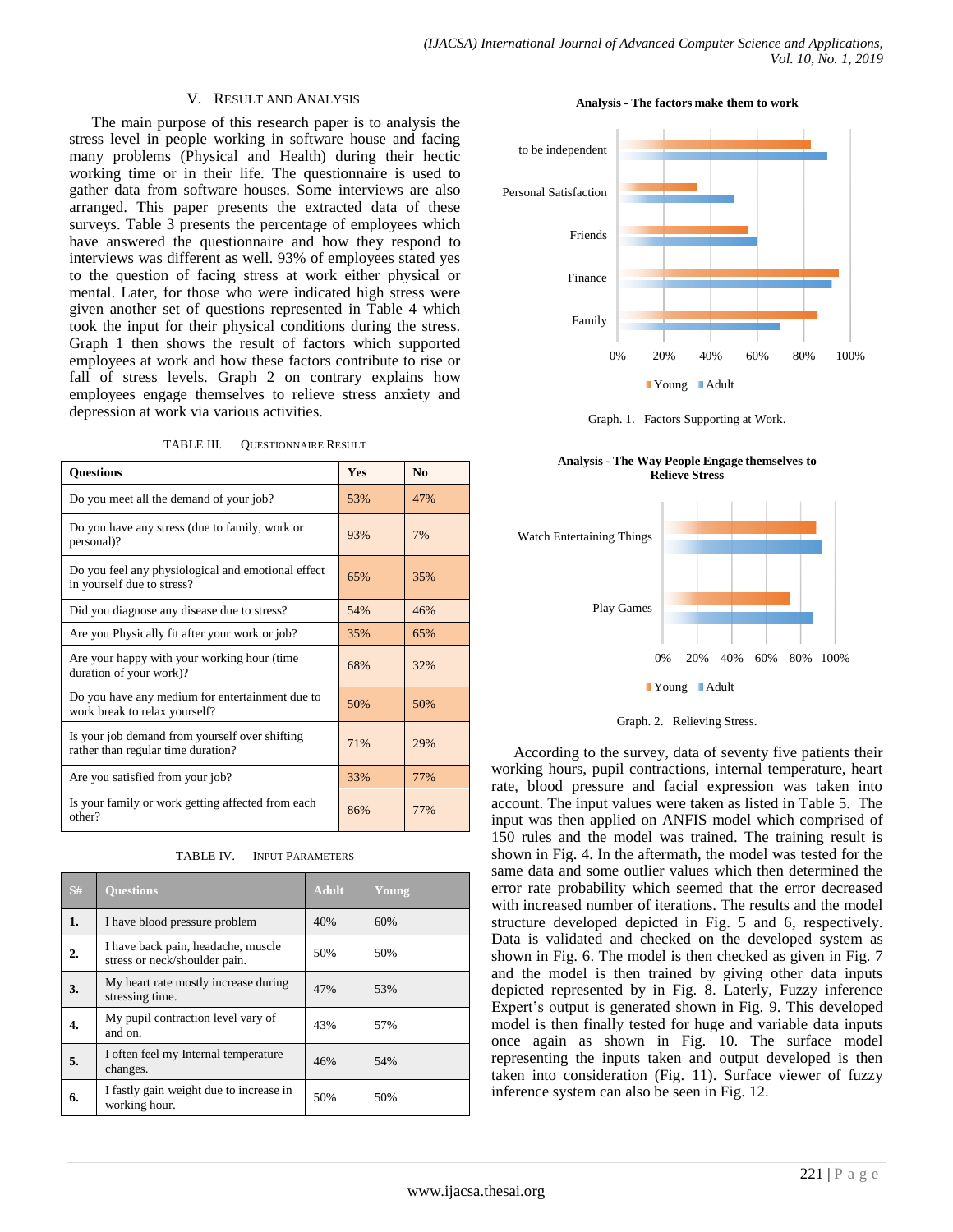## V. Result and Analysis

The main purpose of this research paper is to analysis the stress level in people working in software house and facing many problems (Physical and Health) during their hectic working time or in their life. The questionnaire is used to gather data from software houses. Some interviews are also arranged. This paper presents the extracted data of these surveys. Table 3 presents the percentage of employees which have answered the questionnaire and how they respond to interviews was different as well. 93% of employees stated yes to the question of facing stress at work either physical or mental. Later, for those who were indicated high stress were given another set of questions represented in Table 4 which took the input for their physical conditions during the stress. Graph 1 then shows the result of factors which supported employees at work and how these factors contribute to rise or fall of stress levels. Graph 2 on contrary explains how employees engage themselves to relieve stress anxiety and depression at work via various activities.

TABLE III. Questionnaire Result

| Questions | Yes | No |
|---|---|---|
| Do you meet all the demand of your job? | 53% | 47% |
| Do you have any stress (due to family, work or personal)? | 93% | 7% |
| Do you feel any physiological and emotional effect in yourself due to stress? | 65% | 35% |
| Did you diagnose any disease due to stress? | 54% | 46% |
| Are you Physically fit after your work or job? | 35% | 65% |
| Are your happy with your working hour (time duration of your work)? | 68% | 32% |
| Do you have any medium for entertainment due to work break to relax yourself? | 50% | 50% |
| Is your job demand from yourself over shifting rather than regular time duration? | 71% | 29% |
| Are you satisfied from your job? | 33% | 77% |
| Is your family or work getting affected from each other? | 86% | 77% |

TABLE IV. Input Parameters

| S# | Questions | Adult | Young |
|---|---|---|---|
| 1. | I have blood pressure problem | 40% | 60% |
| 2. | I have back pain, headache, muscle stress or neck/shoulder pain. | 50% | 50% |
| 3. | My heart rate mostly increase during stressing time. | 47% | 53% |
| 4. | My pupil contraction level vary of and on. | 43% | 57% |
| 5. | I often feel my Internal temperature changes. | 46% | 54% |
| 6. | I fastly gain weight due to increase in working hour. | 50% | 50% |

**Analysis - The factors make them to work**

Graph. 1. Factors Supporting at Work.

**Analysis - The Way People Engage themselves to Relieve Stress**

Graph. 2. Relieving Stress.

According to the survey, data of seventy five patients their working hours, pupil contractions, internal temperature, heart rate, blood pressure and facial expression was taken into account. The input values were taken as listed in Table 5. The input was then applied on ANFIS model which comprised of 150 rules and the model was trained. The training result is shown in Fig. 4. In the aftermath, the model was tested for the same data and some outlier values which then determined the error rate probability which seemed that the error decreased with increased number of iterations. The results and the model structure developed depicted in Fig. 5 and 6, respectively. Data is validated and checked on the developed system as shown in Fig. 6. The model is then checked as given in Fig. 7 and the model is then trained by giving other data inputs depicted represented by in Fig. 8. Laterly, Fuzzy inference Expert's output is generated shown in Fig. 9. This developed model is then finally tested for huge and variable data inputs once again as shown in Fig. 10. The surface model representing the inputs taken and output developed is then taken into consideration (Fig. 11). Surface viewer of fuzzy inference system can also be seen in Fig. 12.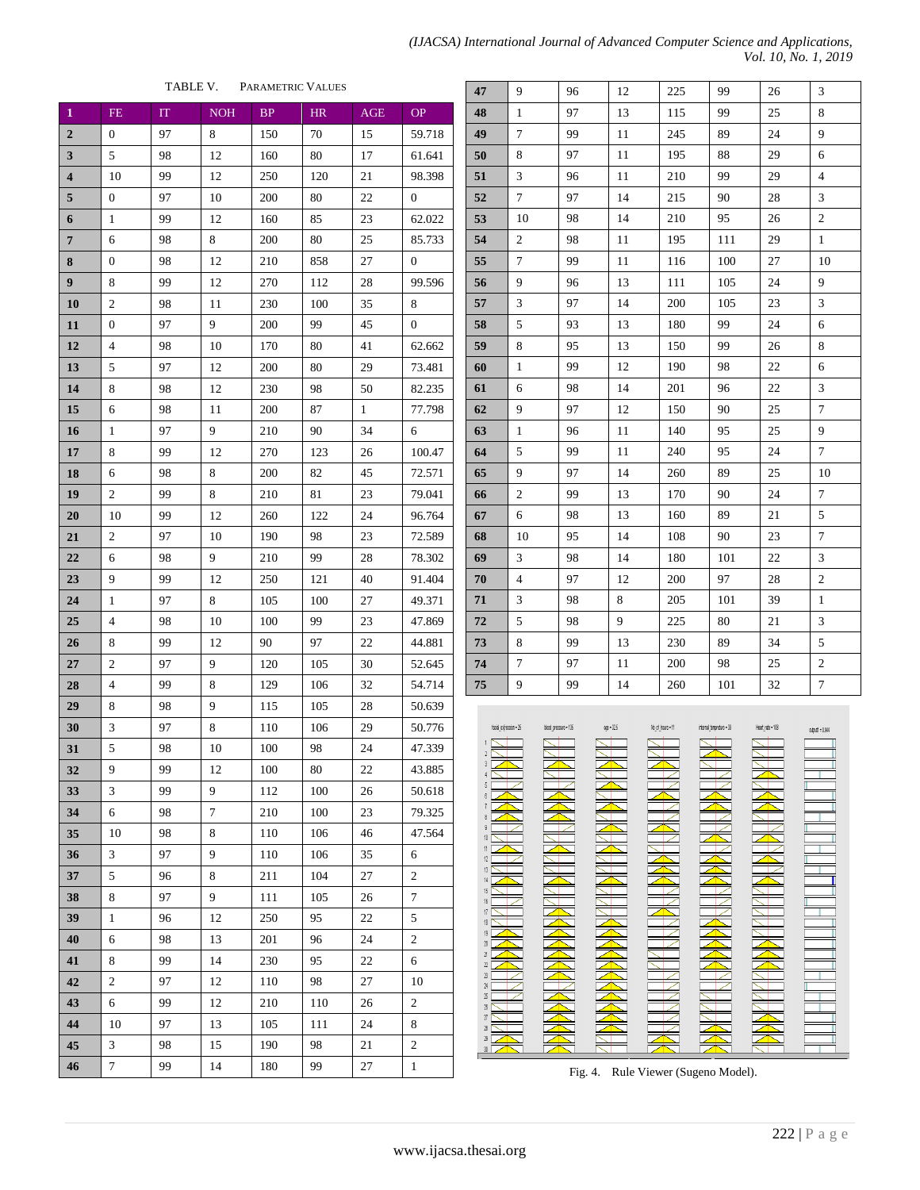TABLE V. PARAMETRIC VALUES

| 1 | FE | IT | NOH | BP | HR | AGE | OP |
|---|---|---|---|---|---|---|---|
| 2 | 0 | 97 | 8 | 150 | 70 | 15 | 59.718 |
| 3 | 5 | 98 | 12 | 160 | 80 | 17 | 61.641 |
| 4 | 10 | 99 | 12 | 250 | 120 | 21 | 98.398 |
| 5 | 0 | 97 | 10 | 200 | 80 | 22 | 0 |
| 6 | 1 | 99 | 12 | 160 | 85 | 23 | 62.022 |
| 7 | 6 | 98 | 8 | 200 | 80 | 25 | 85.733 |
| 8 | 0 | 98 | 12 | 210 | 858 | 27 | 0 |
| 9 | 8 | 99 | 12 | 270 | 112 | 28 | 99.596 |
| 10 | 2 | 98 | 11 | 230 | 100 | 35 | 8 |
| 11 | 0 | 97 | 9 | 200 | 99 | 45 | 0 |
| 12 | 4 | 98 | 10 | 170 | 80 | 41 | 62.662 |
| 13 | 5 | 97 | 12 | 200 | 80 | 29 | 73.481 |
| 14 | 8 | 98 | 12 | 230 | 98 | 50 | 82.235 |
| 15 | 6 | 98 | 11 | 200 | 87 | 1 | 77.798 |
| 16 | 1 | 97 | 9 | 210 | 90 | 34 | 6 |
| 17 | 8 | 99 | 12 | 270 | 123 | 26 | 100.47 |
| 18 | 6 | 98 | 8 | 200 | 82 | 45 | 72.571 |
| 19 | 2 | 99 | 8 | 210 | 81 | 23 | 79.041 |
| 20 | 10 | 99 | 12 | 260 | 122 | 24 | 96.764 |
| 21 | 2 | 97 | 10 | 190 | 98 | 23 | 72.589 |
| 22 | 6 | 98 | 9 | 210 | 99 | 28 | 78.302 |
| 23 | 9 | 99 | 12 | 250 | 121 | 40 | 91.404 |
| 24 | 1 | 97 | 8 | 105 | 100 | 27 | 49.371 |
| 25 | 4 | 98 | 10 | 100 | 99 | 23 | 47.869 |
| 26 | 8 | 99 | 12 | 90 | 97 | 22 | 44.881 |
| 27 | 2 | 97 | 9 | 120 | 105 | 30 | 52.645 |
| 28 | 4 | 99 | 8 | 129 | 106 | 32 | 54.714 |
| 29 | 8 | 98 | 9 | 115 | 105 | 28 | 50.639 |
| 30 | 3 | 97 | 8 | 110 | 106 | 29 | 50.776 |
| 31 | 5 | 98 | 10 | 100 | 98 | 24 | 47.339 |
| 32 | 9 | 99 | 12 | 100 | 80 | 22 | 43.885 |
| 33 | 3 | 99 | 9 | 112 | 100 | 26 | 50.618 |
| 34 | 6 | 98 | 7 | 210 | 100 | 23 | 79.325 |
| 35 | 10 | 98 | 8 | 110 | 106 | 46 | 47.564 |
| 36 | 3 | 97 | 9 | 110 | 106 | 35 | 6 |
| 37 | 5 | 96 | 8 | 211 | 104 | 27 | 2 |
| 38 | 8 | 97 | 9 | 111 | 105 | 26 | 7 |
| 39 | 1 | 96 | 12 | 250 | 95 | 22 | 5 |
| 40 | 6 | 98 | 13 | 201 | 96 | 24 | 2 |
| 41 | 8 | 99 | 14 | 230 | 95 | 22 | 6 |
| 42 | 2 | 97 | 12 | 110 | 98 | 27 | 10 |
| 43 | 6 | 99 | 12 | 210 | 110 | 26 | 2 |
| 44 | 10 | 97 | 13 | 105 | 111 | 24 | 8 |
| 45 | 3 | 98 | 15 | 190 | 98 | 21 | 2 |
| 46 | 7 | 99 | 14 | 180 | 99 | 27 | 1 |
| 47 | 9 | 96 | 12 | 225 | 99 | 26 | 3 |
| 48 | 1 | 97 | 13 | 115 | 99 | 25 | 8 |
| 49 | 7 | 99 | 11 | 245 | 89 | 24 | 9 |
| 50 | 8 | 97 | 11 | 195 | 88 | 29 | 6 |
| 51 | 3 | 96 | 11 | 210 | 99 | 29 | 4 |
| 52 | 7 | 97 | 14 | 215 | 90 | 28 | 3 |
| 53 | 10 | 98 | 14 | 210 | 95 | 26 | 2 |
| 54 | 2 | 98 | 11 | 195 | 111 | 29 | 1 |
| 55 | 7 | 99 | 11 | 116 | 100 | 27 | 10 |
| 56 | 9 | 96 | 13 | 111 | 105 | 24 | 9 |
| 57 | 3 | 97 | 14 | 200 | 105 | 23 | 3 |
| 58 | 5 | 93 | 13 | 180 | 99 | 24 | 6 |
| 59 | 8 | 95 | 13 | 150 | 99 | 26 | 8 |
| 60 | 1 | 99 | 12 | 190 | 98 | 22 | 6 |
| 61 | 6 | 98 | 14 | 201 | 96 | 22 | 3 |
| 62 | 9 | 97 | 12 | 150 | 90 | 25 | 7 |
| 63 | 1 | 96 | 11 | 140 | 95 | 25 | 9 |
| 64 | 5 | 99 | 11 | 240 | 95 | 24 | 7 |
| 65 | 9 | 97 | 14 | 260 | 89 | 25 | 10 |
| 66 | 2 | 99 | 13 | 170 | 90 | 24 | 7 |
| 67 | 6 | 98 | 13 | 160 | 89 | 21 | 5 |
| 68 | 10 | 95 | 14 | 108 | 90 | 23 | 7 |
| 69 | 3 | 98 | 14 | 180 | 101 | 22 | 3 |
| 70 | 4 | 97 | 12 | 200 | 97 | 28 | 2 |
| 71 | 3 | 98 | 8 | 205 | 101 | 39 | 1 |
| 72 | 5 | 98 | 9 | 225 | 80 | 21 | 3 |
| 73 | 8 | 99 | 13 | 230 | 89 | 34 | 5 |
| 74 | 7 | 97 | 11 | 200 | 98 | 25 | 2 |
| 75 | 9 | 99 | 14 | 260 | 101 | 32 | 7 |

Fig. 4. Rule Viewer (Sugeno Model).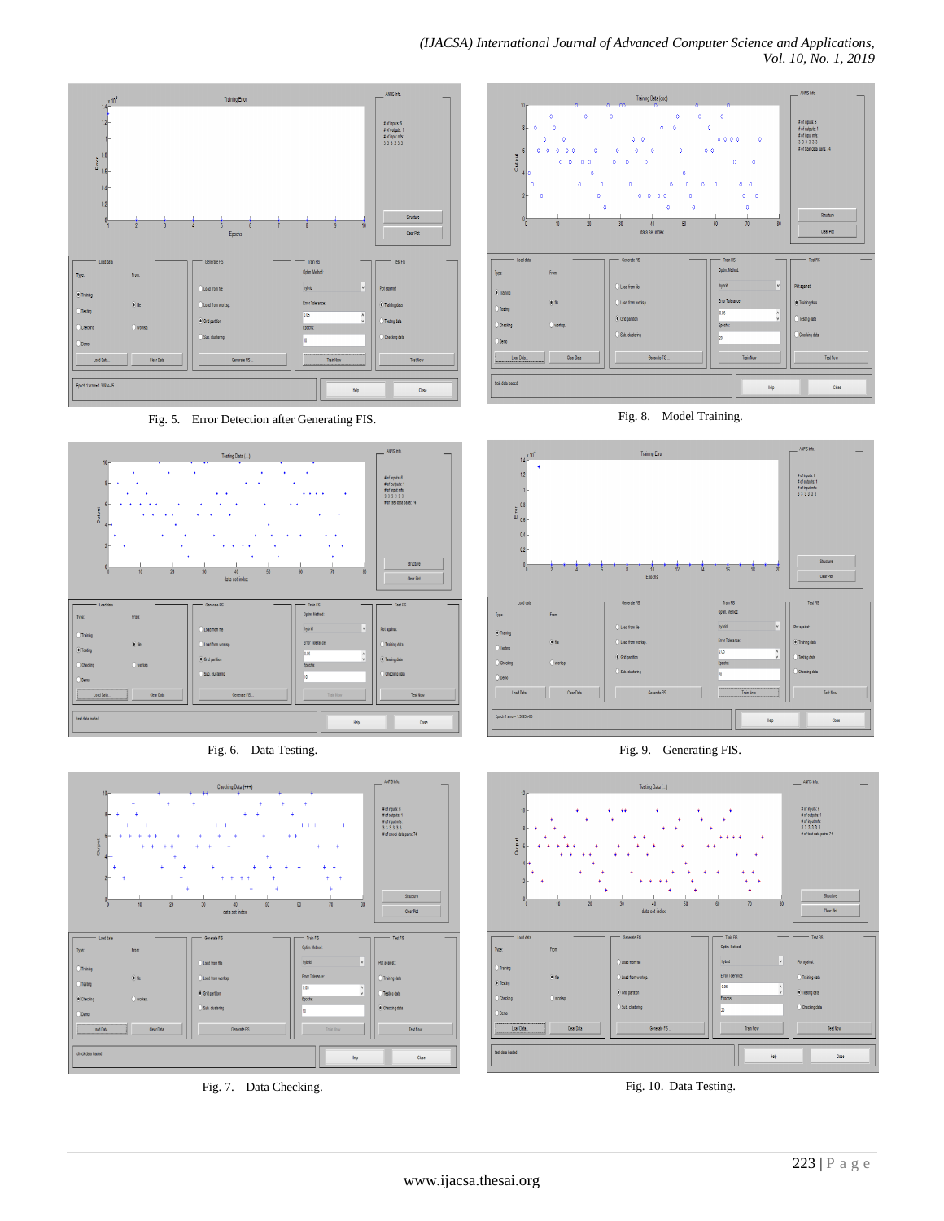Fig. 5. Error Detection after Generating FIS.

Fig. 8. Model Training.

Fig. 6. Data Testing.

Fig. 9. Generating FIS.

Fig. 7. Data Checking.

Fig. 10. Data Testing.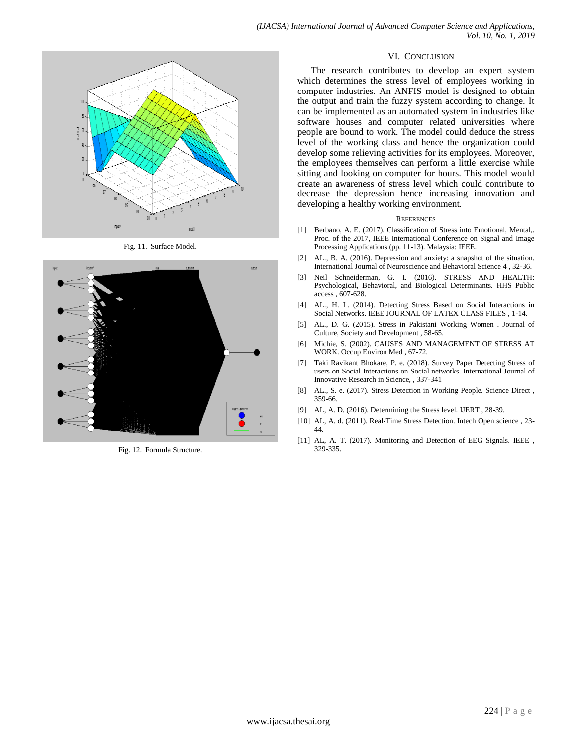Fig. 11. Surface Model.

Fig. 12. Formula Structure.

## VI. Conclusion

The research contributes to develop an expert system which determines the stress level of employees working in computer industries. An ANFIS model is designed to obtain the output and train the fuzzy system according to change. It can be implemented as an automated system in industries like software houses and computer related universities where people are bound to work. The model could deduce the stress level of the working class and hence the organization could develop some relieving activities for its employees. Moreover, the employees themselves can perform a little exercise while sitting and looking on computer for hours. This model would create an awareness of stress level which could contribute to decrease the depression hence increasing innovation and developing a healthy working environment.

## References

[1] Berbano, A. E. (2017). Classification of Stress into Emotional, Mental,. Proc. of the 2017, IEEE International Conference on Signal and Image Processing Applications (pp. 11-13). Malaysia: IEEE.

[2] AL., B. A. (2016). Depression and anxiety: a snapshot of the situation. International Journal of Neuroscience and Behavioral Science 4 , 32-36.

[3] Neil Schneiderman, G. I. (2016). STRESS AND HEALTH: Psychological, Behavioral, and Biological Determinants. HHS Public access , 607-628.

[4] AL., H. L. (2014). Detecting Stress Based on Social Interactions in Social Networks. IEEE JOURNAL OF LATEX CLASS FILES , 1-14.

[5] AL., D. G. (2015). Stress in Pakistani Working Women . Journal of Culture, Society and Development , 58-65.

[6] Michie, S. (2002). CAUSES AND MANAGEMENT OF STRESS AT WORK. Occup Environ Med , 67-72.

[7] Taki Ravikant Bhokare, P. e. (2018). Survey Paper Detecting Stress of users on Social Interactions on Social networks. International Journal of Innovative Research in Science, , 337-341

[8] AL., S. e. (2017). Stress Detection in Working People. Science Direct , 359-66.

[9] AL, A. D. (2016). Determining the Stress level. IJERT , 28-39.

[10] AL, A. d. (2011). Real-Time Stress Detection. Intech Open science , 23-44.

[11] AL, A. T. (2017). Monitoring and Detection of EEG Signals. IEEE , 329-335.